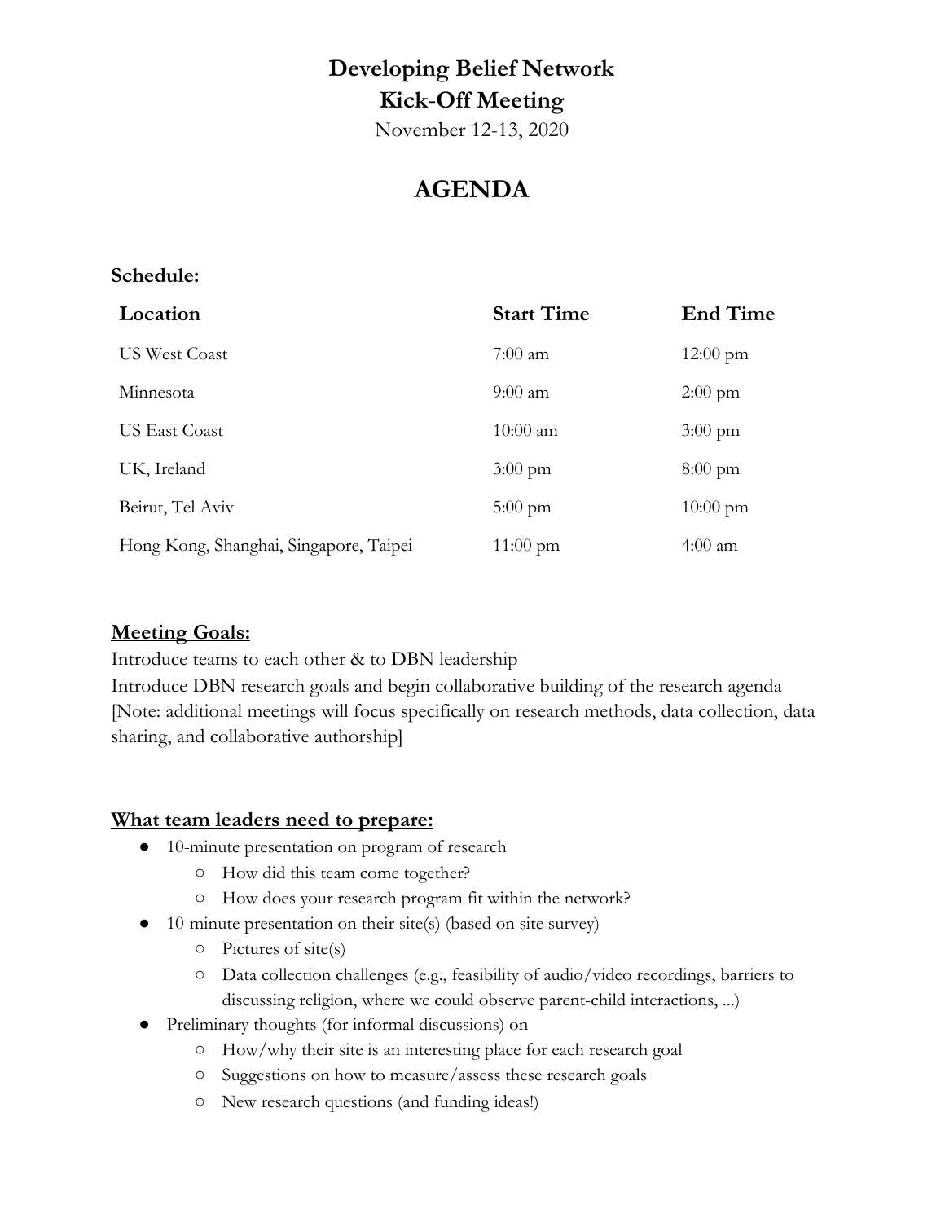# Developing Belief Network
# Kick-Off Meeting

November 12-13, 2020

## AGENDA

**Schedule:**

| Location | Start Time | End Time |
| --- | --- | --- |
| US West Coast | 7:00 am | 12:00 pm |
| Minnesota | 9:00 am | 2:00 pm |
| US East Coast | 10:00 am | 3:00 pm |
| UK, Ireland | 3:00 pm | 8:00 pm |
| Beirut, Tel Aviv | 5:00 pm | 10:00 pm |
| Hong Kong, Shanghai, Singapore, Taipei | 11:00 pm | 4:00 am |

**Meeting Goals:**

Introduce teams to each other & to DBN leadership

Introduce DBN research goals and begin collaborative building of the research agenda [Note: additional meetings will focus specifically on research methods, data collection, data sharing, and collaborative authorship]

**What team leaders need to prepare:**

- 10-minute presentation on program of research
  - How did this team come together?
  - How does your research program fit within the network?
- 10-minute presentation on their site(s) (based on site survey)
  - Pictures of site(s)
  - Data collection challenges (e.g., feasibility of audio/video recordings, barriers to discussing religion, where we could observe parent-child interactions, ...)
- Preliminary thoughts (for informal discussions) on
  - How/why their site is an interesting place for each research goal
  - Suggestions on how to measure/assess these research goals
  - New research questions (and funding ideas!)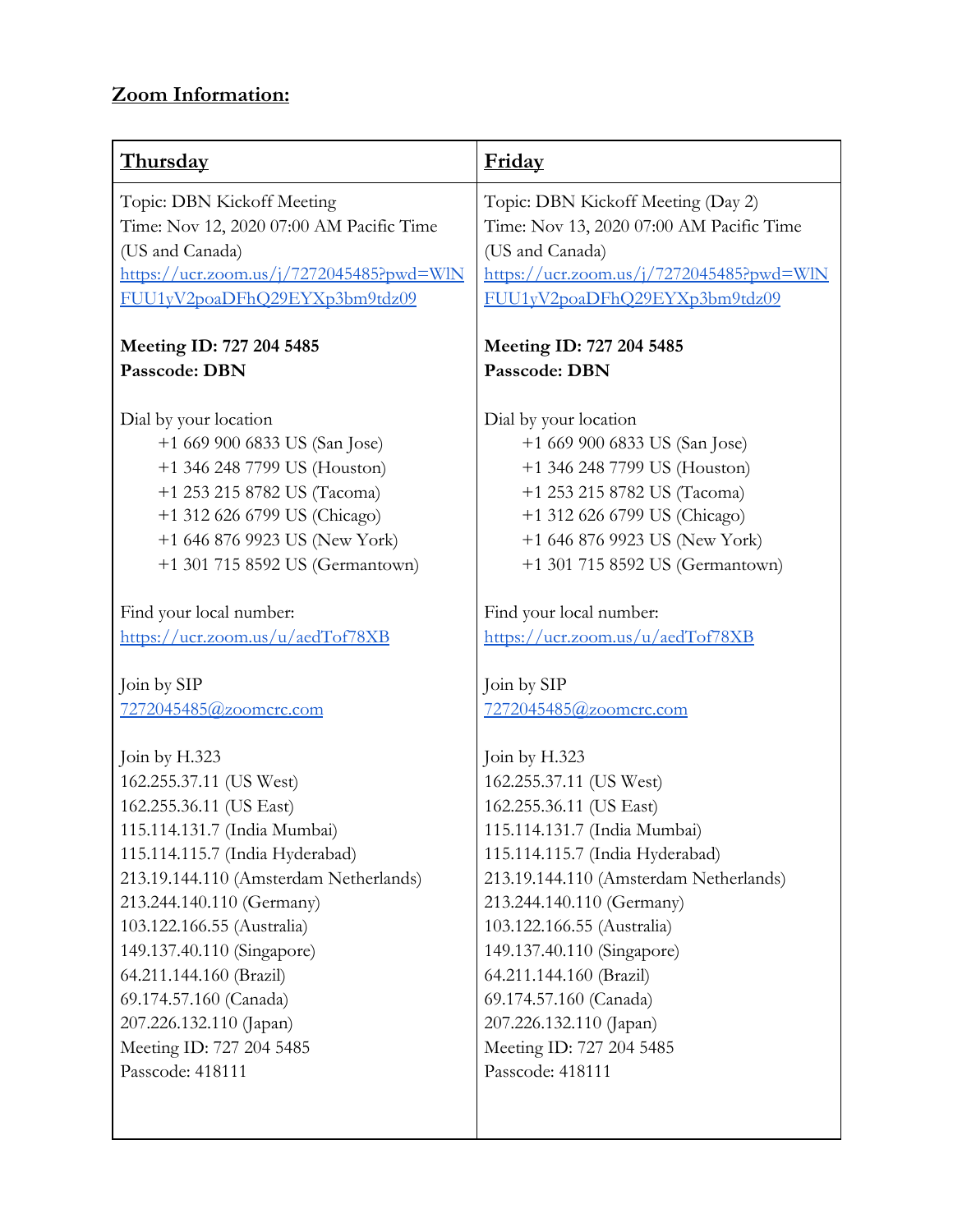## **Zoom Information:**

| **Thursday** | **Friday** |
| --- | --- |
| Topic: DBN Kickoff Meeting<br>Time: Nov 12, 2020 07:00 AM Pacific Time (US and Canada)<br>https://ucr.zoom.us/j/7272045485?pwd=WlNFUU1yV2poaDFhQ29EYXp3bm9tdz09<br><br>**Meeting ID: 727 204 5485**<br>**Passcode: DBN**<br><br>Dial by your location<br>+1 669 900 6833 US (San Jose)<br>+1 346 248 7799 US (Houston)<br>+1 253 215 8782 US (Tacoma)<br>+1 312 626 6799 US (Chicago)<br>+1 646 876 9923 US (New York)<br>+1 301 715 8592 US (Germantown)<br><br>Find your local number:<br>https://ucr.zoom.us/u/aedTof78XB<br><br>Join by SIP<br>7272045485@zoomcrc.com<br><br>Join by H.323<br>162.255.37.11 (US West)<br>162.255.36.11 (US East)<br>115.114.131.7 (India Mumbai)<br>115.114.115.7 (India Hyderabad)<br>213.19.144.110 (Amsterdam Netherlands)<br>213.244.140.110 (Germany)<br>103.122.166.55 (Australia)<br>149.137.40.110 (Singapore)<br>64.211.144.160 (Brazil)<br>69.174.57.160 (Canada)<br>207.226.132.110 (Japan)<br>Meeting ID: 727 204 5485<br>Passcode: 418111 | Topic: DBN Kickoff Meeting (Day 2)<br>Time: Nov 13, 2020 07:00 AM Pacific Time (US and Canada)<br>https://ucr.zoom.us/j/7272045485?pwd=WlNFUU1yV2poaDFhQ29EYXp3bm9tdz09<br><br>**Meeting ID: 727 204 5485**<br>**Passcode: DBN**<br><br>Dial by your location<br>+1 669 900 6833 US (San Jose)<br>+1 346 248 7799 US (Houston)<br>+1 253 215 8782 US (Tacoma)<br>+1 312 626 6799 US (Chicago)<br>+1 646 876 9923 US (New York)<br>+1 301 715 8592 US (Germantown)<br><br>Find your local number:<br>https://ucr.zoom.us/u/aedTof78XB<br><br>Join by SIP<br>7272045485@zoomcrc.com<br><br>Join by H.323<br>162.255.37.11 (US West)<br>162.255.36.11 (US East)<br>115.114.131.7 (India Mumbai)<br>115.114.115.7 (India Hyderabad)<br>213.19.144.110 (Amsterdam Netherlands)<br>213.244.140.110 (Germany)<br>103.122.166.55 (Australia)<br>149.137.40.110 (Singapore)<br>64.211.144.160 (Brazil)<br>69.174.57.160 (Canada)<br>207.226.132.110 (Japan)<br>Meeting ID: 727 204 5485<br>Passcode: 418111 |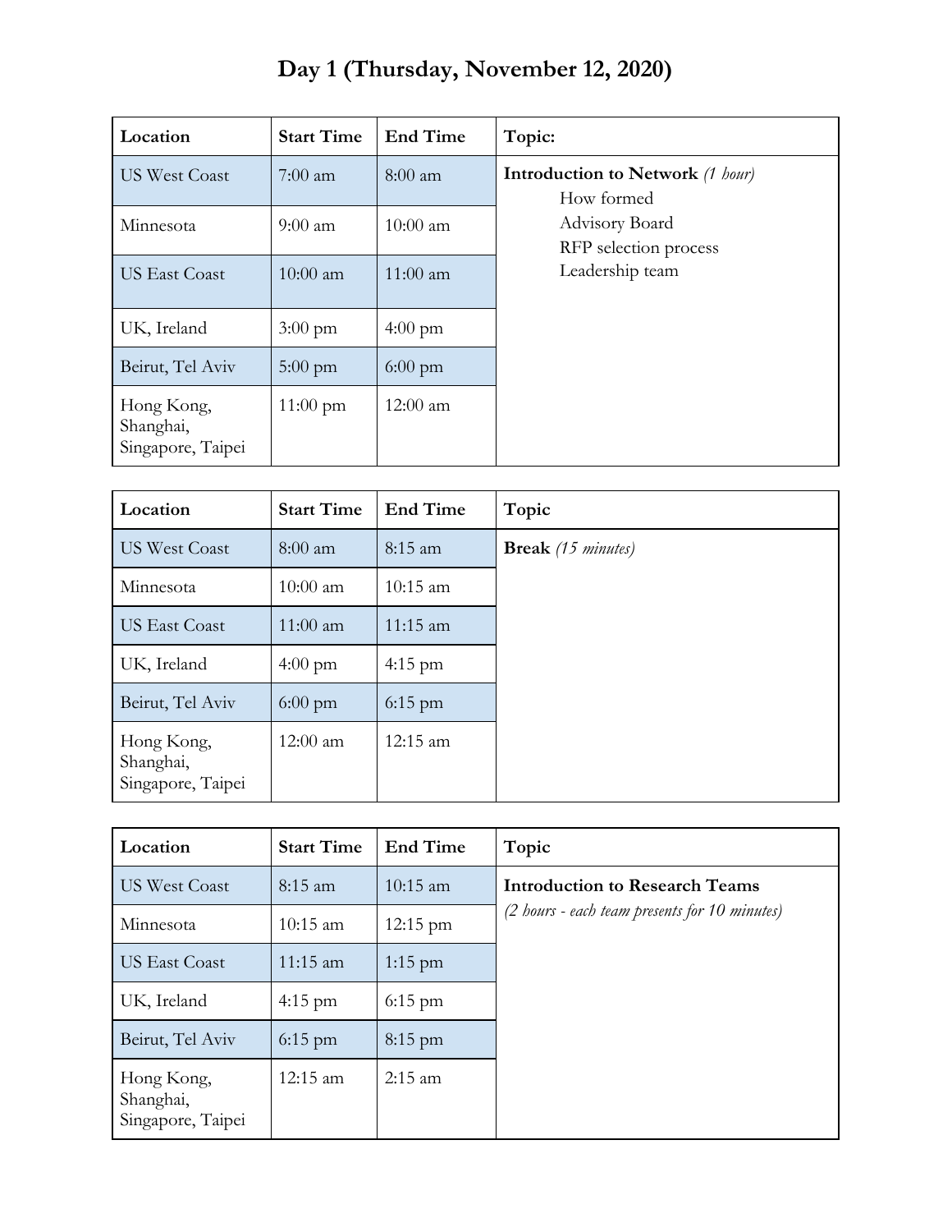# Day 1 (Thursday, November 12, 2020)

| Location | Start Time | End Time | Topic: |
| --- | --- | --- | --- |
| US West Coast | 7:00 am | 8:00 am | **Introduction to Network** *(1 hour)*<br>How formed<br>Advisory Board<br>RFP selection process<br>Leadership team |
| Minnesota | 9:00 am | 10:00 am | |
| US East Coast | 10:00 am | 11:00 am | |
| UK, Ireland | 3:00 pm | 4:00 pm | |
| Beirut, Tel Aviv | 5:00 pm | 6:00 pm | |
| Hong Kong, Shanghai, Singapore, Taipei | 11:00 pm | 12:00 am | |

| Location | Start Time | End Time | Topic |
| --- | --- | --- | --- |
| US West Coast | 8:00 am | 8:15 am | **Break** *(15 minutes)* |
| Minnesota | 10:00 am | 10:15 am | |
| US East Coast | 11:00 am | 11:15 am | |
| UK, Ireland | 4:00 pm | 4:15 pm | |
| Beirut, Tel Aviv | 6:00 pm | 6:15 pm | |
| Hong Kong, Shanghai, Singapore, Taipei | 12:00 am | 12:15 am | |

| Location | Start Time | End Time | Topic |
| --- | --- | --- | --- |
| US West Coast | 8:15 am | 10:15 am | **Introduction to Research Teams**<br>*(2 hours - each team presents for 10 minutes)* |
| Minnesota | 10:15 am | 12:15 pm | |
| US East Coast | 11:15 am | 1:15 pm | |
| UK, Ireland | 4:15 pm | 6:15 pm | |
| Beirut, Tel Aviv | 6:15 pm | 8:15 pm | |
| Hong Kong, Shanghai, Singapore, Taipei | 12:15 am | 2:15 am | |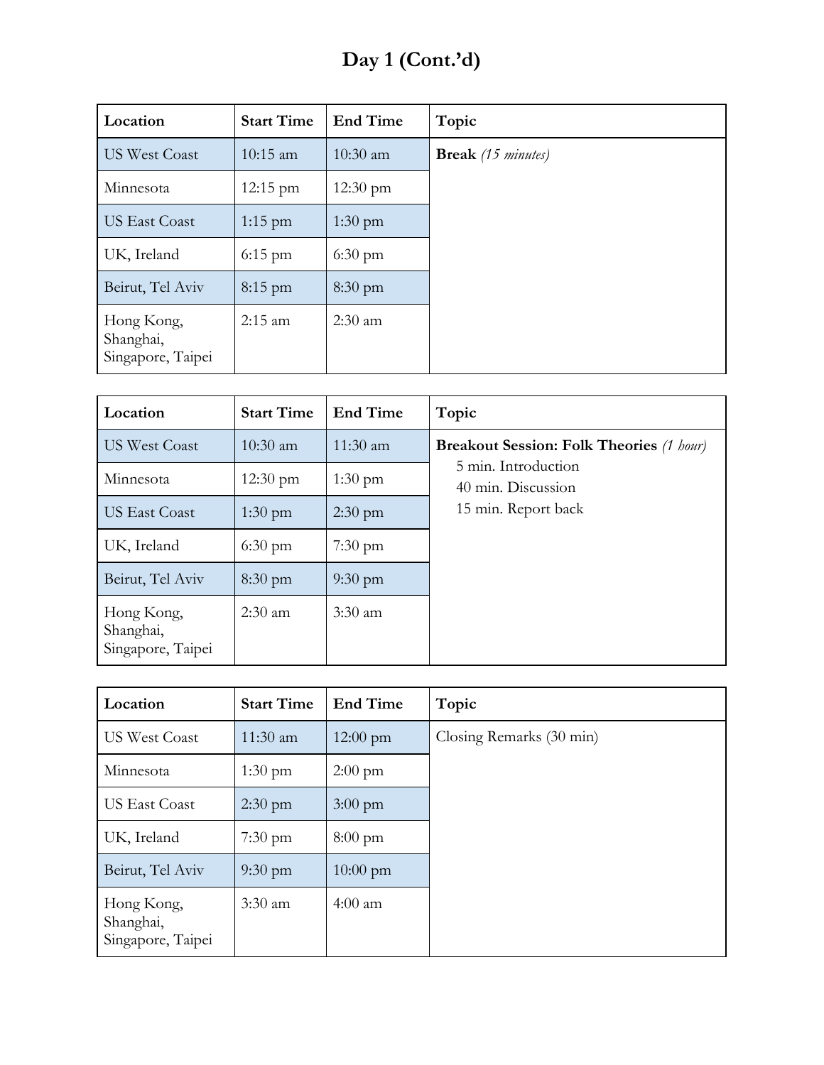# Day 1 (Cont.'d)

| Location | Start Time | End Time | Topic |
| --- | --- | --- | --- |
| US West Coast | 10:15 am | 10:30 am | **Break** *(15 minutes)* |
| Minnesota | 12:15 pm | 12:30 pm | |
| US East Coast | 1:15 pm | 1:30 pm | |
| UK, Ireland | 6:15 pm | 6:30 pm | |
| Beirut, Tel Aviv | 8:15 pm | 8:30 pm | |
| Hong Kong, Shanghai, Singapore, Taipei | 2:15 am | 2:30 am | |

| Location | Start Time | End Time | Topic |
| --- | --- | --- | --- |
| US West Coast | 10:30 am | 11:30 am | **Breakout Session: Folk Theories** *(1 hour)*<br>5 min. Introduction<br>40 min. Discussion<br>15 min. Report back |
| Minnesota | 12:30 pm | 1:30 pm | |
| US East Coast | 1:30 pm | 2:30 pm | |
| UK, Ireland | 6:30 pm | 7:30 pm | |
| Beirut, Tel Aviv | 8:30 pm | 9:30 pm | |
| Hong Kong, Shanghai, Singapore, Taipei | 2:30 am | 3:30 am | |

| Location | Start Time | End Time | Topic |
| --- | --- | --- | --- |
| US West Coast | 11:30 am | 12:00 pm | Closing Remarks (30 min) |
| Minnesota | 1:30 pm | 2:00 pm | |
| US East Coast | 2:30 pm | 3:00 pm | |
| UK, Ireland | 7:30 pm | 8:00 pm | |
| Beirut, Tel Aviv | 9:30 pm | 10:00 pm | |
| Hong Kong, Shanghai, Singapore, Taipei | 3:30 am | 4:00 am | |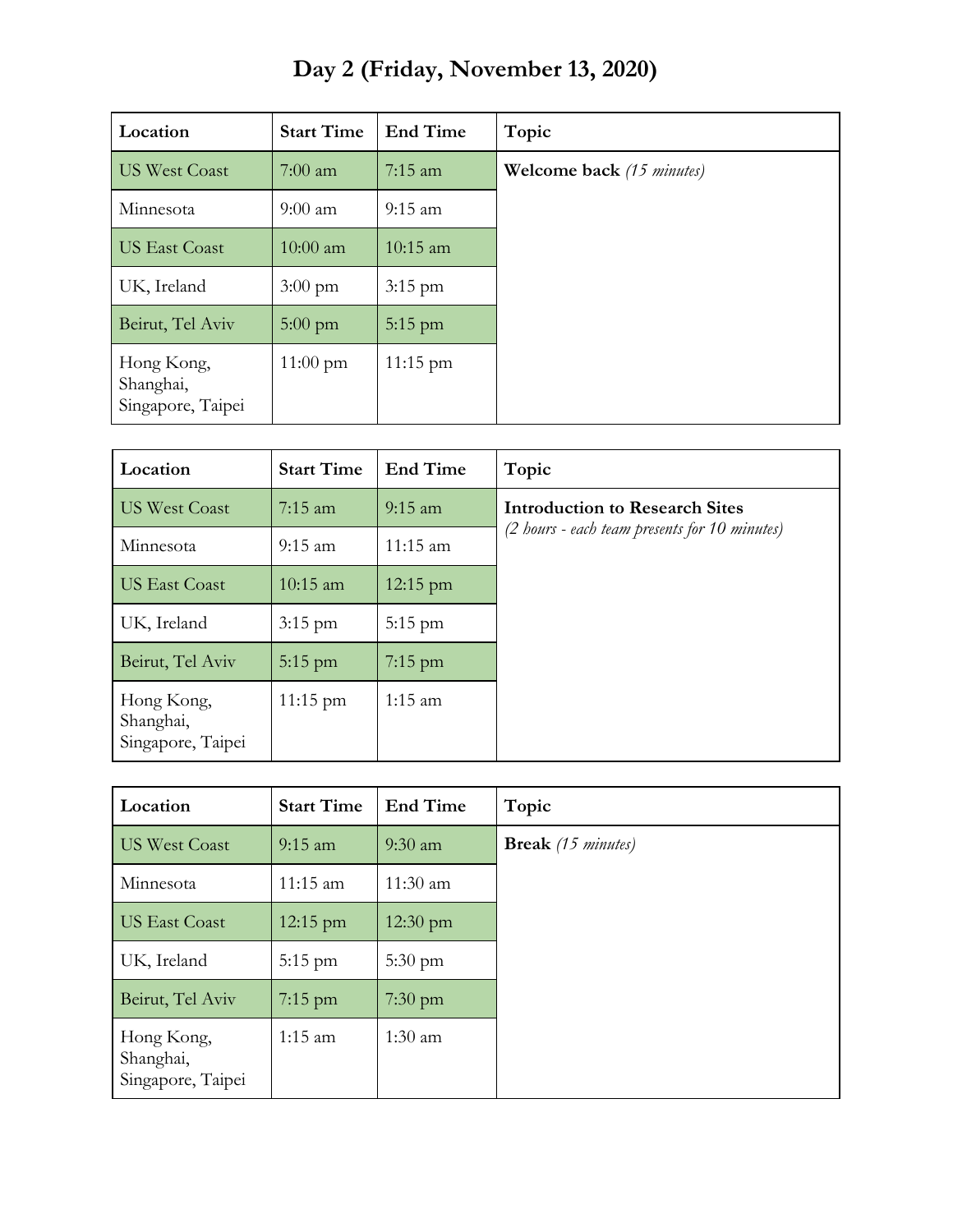# Day 2 (Friday, November 13, 2020)

| Location | Start Time | End Time | Topic |
|---|---|---|---|
| US West Coast | 7:00 am | 7:15 am | **Welcome back** *(15 minutes)* |
| Minnesota | 9:00 am | 9:15 am | |
| US East Coast | 10:00 am | 10:15 am | |
| UK, Ireland | 3:00 pm | 3:15 pm | |
| Beirut, Tel Aviv | 5:00 pm | 5:15 pm | |
| Hong Kong, Shanghai, Singapore, Taipei | 11:00 pm | 11:15 pm | |

| Location | Start Time | End Time | Topic |
|---|---|---|---|
| US West Coast | 7:15 am | 9:15 am | **Introduction to Research Sites** *(2 hours - each team presents for 10 minutes)* |
| Minnesota | 9:15 am | 11:15 am | |
| US East Coast | 10:15 am | 12:15 pm | |
| UK, Ireland | 3:15 pm | 5:15 pm | |
| Beirut, Tel Aviv | 5:15 pm | 7:15 pm | |
| Hong Kong, Shanghai, Singapore, Taipei | 11:15 pm | 1:15 am | |

| Location | Start Time | End Time | Topic |
|---|---|---|---|
| US West Coast | 9:15 am | 9:30 am | **Break** *(15 minutes)* |
| Minnesota | 11:15 am | 11:30 am | |
| US East Coast | 12:15 pm | 12:30 pm | |
| UK, Ireland | 5:15 pm | 5:30 pm | |
| Beirut, Tel Aviv | 7:15 pm | 7:30 pm | |
| Hong Kong, Shanghai, Singapore, Taipei | 1:15 am | 1:30 am | |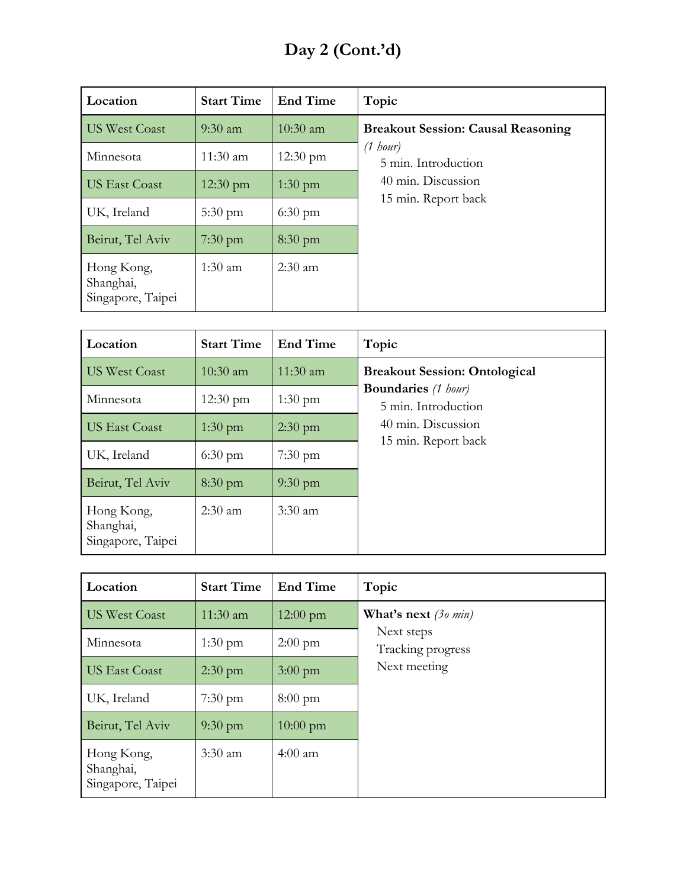# Day 2 (Cont.'d)

| Location | Start Time | End Time | Topic |
|---|---|---|---|
| US West Coast | 9:30 am | 10:30 am | **Breakout Session: Causal Reasoning** *(1 hour)* 5 min. Introduction 40 min. Discussion 15 min. Report back |
| Minnesota | 11:30 am | 12:30 pm | |
| US East Coast | 12:30 pm | 1:30 pm | |
| UK, Ireland | 5:30 pm | 6:30 pm | |
| Beirut, Tel Aviv | 7:30 pm | 8:30 pm | |
| Hong Kong, Shanghai, Singapore, Taipei | 1:30 am | 2:30 am | |

| Location | Start Time | End Time | Topic |
|---|---|---|---|
| US West Coast | 10:30 am | 11:30 am | **Breakout Session: Ontological Boundaries** *(1 hour)* 5 min. Introduction 40 min. Discussion 15 min. Report back |
| Minnesota | 12:30 pm | 1:30 pm | |
| US East Coast | 1:30 pm | 2:30 pm | |
| UK, Ireland | 6:30 pm | 7:30 pm | |
| Beirut, Tel Aviv | 8:30 pm | 9:30 pm | |
| Hong Kong, Shanghai, Singapore, Taipei | 2:30 am | 3:30 am | |

| Location | Start Time | End Time | Topic |
|---|---|---|---|
| US West Coast | 11:30 am | 12:00 pm | **What's next** *(3o min)* Next steps Tracking progress Next meeting |
| Minnesota | 1:30 pm | 2:00 pm | |
| US East Coast | 2:30 pm | 3:00 pm | |
| UK, Ireland | 7:30 pm | 8:00 pm | |
| Beirut, Tel Aviv | 9:30 pm | 10:00 pm | |
| Hong Kong, Shanghai, Singapore, Taipei | 3:30 am | 4:00 am | |